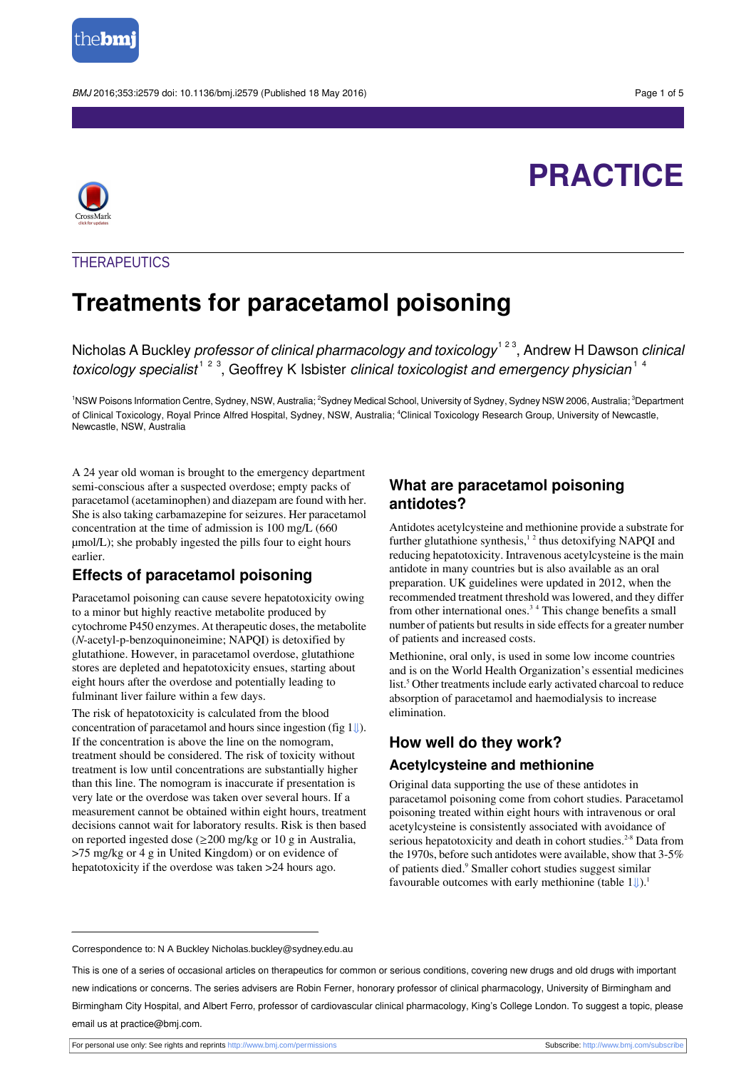PRACTICE

THERAPEUTICS

# Treatments for paracetamol poisoning

Nicholas A Buckley *professor of clinical pharmacology and toxicology*[1 2 3], Andrew H Dawson *clinical toxicology specialist*[1 2 3], Geoffrey K Isbister *clinical toxicologist and emergency physician*[1 4]

[1]NSW Poisons Information Centre, Sydney, NSW, Australia; [2]Sydney Medical School, University of Sydney, Sydney NSW 2006, Australia; [3]Department of Clinical Toxicology, Royal Prince Alfred Hospital, Sydney, NSW, Australia; [4]Clinical Toxicology Research Group, University of Newcastle, Newcastle, NSW, Australia

A 24 year old woman is brought to the emergency department semi-conscious after a suspected overdose; empty packs of paracetamol (acetaminophen) and diazepam are found with her. She is also taking carbamazepine for seizures. Her paracetamol concentration at the time of admission is 100 mg/L (660 μmol/L); she probably ingested the pills four to eight hours earlier.

## Effects of paracetamol poisoning

Paracetamol poisoning can cause severe hepatotoxicity owing to a minor but highly reactive metabolite produced by cytochrome P450 enzymes. At therapeutic doses, the metabolite (*N*-acetyl-p-benzoquinoneimine; NAPQI) is detoxified by glutathione. However, in paracetamol overdose, glutathione stores are depleted and hepatotoxicity ensues, starting about eight hours after the overdose and potentially leading to fulminant liver failure within a few days.

The risk of hepatotoxicity is calculated from the blood concentration of paracetamol and hours since ingestion (fig 1⇓). If the concentration is above the line on the nomogram, treatment should be considered. The risk of toxicity without treatment is low until concentrations are substantially higher than this line. The nomogram is inaccurate if presentation is very late or the overdose was taken over several hours. If a measurement cannot be obtained within eight hours, treatment decisions cannot wait for laboratory results. Risk is then based on reported ingested dose (≥200 mg/kg or 10 g in Australia, >75 mg/kg or 4 g in United Kingdom) or on evidence of hepatotoxicity if the overdose was taken >24 hours ago.

## What are paracetamol poisoning antidotes?

Antidotes acetylcysteine and methionine provide a substrate for further glutathione synthesis,[1 2] thus detoxifying NAPQI and reducing hepatotoxicity. Intravenous acetylcysteine is the main antidote in many countries but is also available as an oral preparation. UK guidelines were updated in 2012, when the recommended treatment threshold was lowered, and they differ from other international ones.[3 4] This change benefits a small number of patients but results in side effects for a greater number of patients and increased costs.

Methionine, oral only, is used in some low income countries and is on the World Health Organization's essential medicines list.[5] Other treatments include early activated charcoal to reduce absorption of paracetamol and haemodialysis to increase elimination.

## How well do they work?

### Acetylcysteine and methionine

Original data supporting the use of these antidotes in paracetamol poisoning come from cohort studies. Paracetamol poisoning treated within eight hours with intravenous or oral acetylcysteine is consistently associated with avoidance of serious hepatotoxicity and death in cohort studies.[2-8] Data from the 1970s, before such antidotes were available, show that 3-5% of patients died.[9] Smaller cohort studies suggest similar favourable outcomes with early methionine (table 1⇓).[1]

Correspondence to: N A Buckley Nicholas.buckley@sydney.edu.au

This is one of a series of occasional articles on therapeutics for common or serious conditions, covering new drugs and old drugs with important new indications or concerns. The series advisers are Robin Ferner, honorary professor of clinical pharmacology, University of Birmingham and Birmingham City Hospital, and Albert Ferro, professor of cardiovascular clinical pharmacology, King's College London. To suggest a topic, please email us at practice@bmj.com.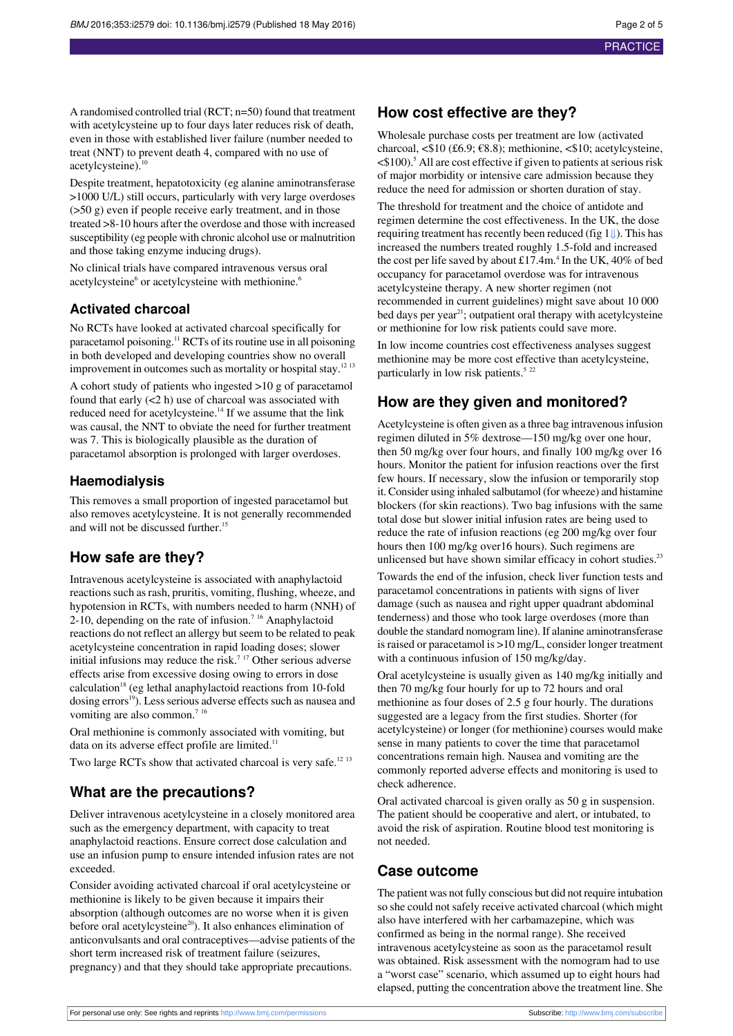A randomised controlled trial (RCT; n=50) found that treatment with acetylcysteine up to four days later reduces risk of death, even in those with established liver failure (number needed to treat (NNT) to prevent death 4, compared with no use of acetylcysteine).[10]

Despite treatment, hepatotoxicity (eg alanine aminotransferase >1000 U/L) still occurs, particularly with very large overdoses (>50 g) even if people receive early treatment, and in those treated >8-10 hours after the overdose and those with increased susceptibility (eg people with chronic alcohol use or malnutrition and those taking enzyme inducing drugs).

No clinical trials have compared intravenous versus oral acetylcysteine[6] or acetylcysteine with methionine.[6]

### Activated charcoal

No RCTs have looked at activated charcoal specifically for paracetamol poisoning.[11] RCTs of its routine use in all poisoning in both developed and developing countries show no overall improvement in outcomes such as mortality or hospital stay.[12 13]

A cohort study of patients who ingested >10 g of paracetamol found that early (<2 h) use of charcoal was associated with reduced need for acetylcysteine.[14] If we assume that the link was causal, the NNT to obviate the need for further treatment was 7. This is biologically plausible as the duration of paracetamol absorption is prolonged with larger overdoses.

### Haemodialysis

This removes a small proportion of ingested paracetamol but also removes acetylcysteine. It is not generally recommended and will not be discussed further.[15]

## How safe are they?

Intravenous acetylcysteine is associated with anaphylactoid reactions such as rash, pruritis, vomiting, flushing, wheeze, and hypotension in RCTs, with numbers needed to harm (NNH) of 2-10, depending on the rate of infusion.[7 16] Anaphylactoid reactions do not reflect an allergy but seem to be related to peak acetylcysteine concentration in rapid loading doses; slower initial infusions may reduce the risk.[7 17] Other serious adverse effects arise from excessive dosing owing to errors in dose calculation[18] (eg lethal anaphylactoid reactions from 10-fold dosing errors[19]). Less serious adverse effects such as nausea and vomiting are also common.[7 16]

Oral methionine is commonly associated with vomiting, but data on its adverse effect profile are limited.[11]

Two large RCTs show that activated charcoal is very safe.[12 13]

## What are the precautions?

Deliver intravenous acetylcysteine in a closely monitored area such as the emergency department, with capacity to treat anaphylactoid reactions. Ensure correct dose calculation and use an infusion pump to ensure intended infusion rates are not exceeded.

Consider avoiding activated charcoal if oral acetylcysteine or methionine is likely to be given because it impairs their absorption (although outcomes are no worse when it is given before oral acetylcysteine[20]). It also enhances elimination of anticonvulsants and oral contraceptives—advise patients of the short term increased risk of treatment failure (seizures, pregnancy) and that they should take appropriate precautions.

## How cost effective are they?

Wholesale purchase costs per treatment are low (activated charcoal, <$10 (£6.9; €8.8); methionine, <$10; acetylcysteine, <$100).[5] All are cost effective if given to patients at serious risk of major morbidity or intensive care admission because they reduce the need for admission or shorten duration of stay.

The threshold for treatment and the choice of antidote and regimen determine the cost effectiveness. In the UK, the dose requiring treatment has recently been reduced (fig 1). This has increased the numbers treated roughly 1.5-fold and increased the cost per life saved by about £17.4m.[4] In the UK, 40% of bed occupancy for paracetamol overdose was for intravenous acetylcysteine therapy. A new shorter regimen (not recommended in current guidelines) might save about 10 000 bed days per year[21]; outpatient oral therapy with acetylcysteine or methionine for low risk patients could save more.

In low income countries cost effectiveness analyses suggest methionine may be more cost effective than acetylcysteine, particularly in low risk patients.[5 22]

## How are they given and monitored?

Acetylcysteine is often given as a three bag intravenous infusion regimen diluted in 5% dextrose—150 mg/kg over one hour, then 50 mg/kg over four hours, and finally 100 mg/kg over 16 hours. Monitor the patient for infusion reactions over the first few hours. If necessary, slow the infusion or temporarily stop it. Consider using inhaled salbutamol (for wheeze) and histamine blockers (for skin reactions). Two bag infusions with the same total dose but slower initial infusion rates are being used to reduce the rate of infusion reactions (eg 200 mg/kg over four hours then 100 mg/kg over16 hours). Such regimens are unlicensed but have shown similar efficacy in cohort studies.[23]

Towards the end of the infusion, check liver function tests and paracetamol concentrations in patients with signs of liver damage (such as nausea and right upper quadrant abdominal tenderness) and those who took large overdoses (more than double the standard nomogram line). If alanine aminotransferase is raised or paracetamol is >10 mg/L, consider longer treatment with a continuous infusion of 150 mg/kg/day.

Oral acetylcysteine is usually given as 140 mg/kg initially and then 70 mg/kg four hourly for up to 72 hours and oral methionine as four doses of 2.5 g four hourly. The durations suggested are a legacy from the first studies. Shorter (for acetylcysteine) or longer (for methionine) courses would make sense in many patients to cover the time that paracetamol concentrations remain high. Nausea and vomiting are the commonly reported adverse effects and monitoring is used to check adherence.

Oral activated charcoal is given orally as 50 g in suspension. The patient should be cooperative and alert, or intubated, to avoid the risk of aspiration. Routine blood test monitoring is not needed.

## Case outcome

The patient was not fully conscious but did not require intubation so she could not safely receive activated charcoal (which might also have interfered with her carbamazepine, which was confirmed as being in the normal range). She received intravenous acetylcysteine as soon as the paracetamol result was obtained. Risk assessment with the nomogram had to use a "worst case" scenario, which assumed up to eight hours had elapsed, putting the concentration above the treatment line. She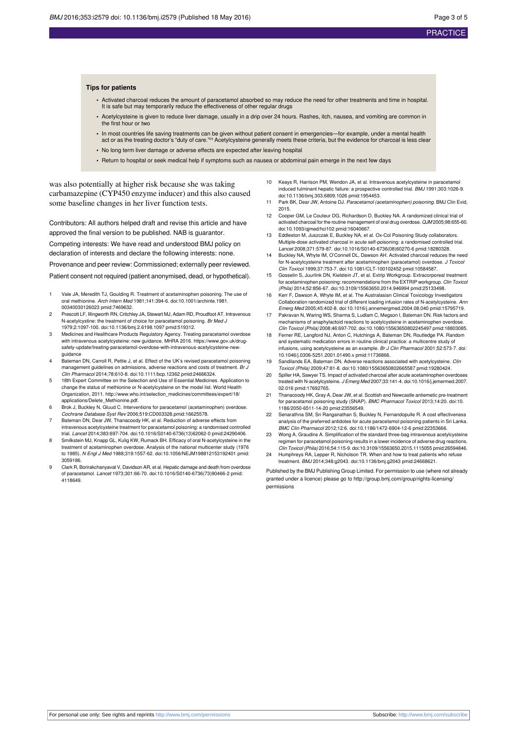### Tips for patients

- Activated charcoal reduces the amount of paracetamol absorbed so may reduce the need for other treatments and time in hospital. It is safe but may temporarily reduce the effectiveness of other regular drugs
- Acetylcysteine is given to reduce liver damage, usually in a drip over 24 hours. Rashes, itch, nausea, and vomiting are common in the first hour or two
- In most countries life saving treatments can be given without patient consent in emergencies—for example, under a mental health act or as the treating doctor's "duty of care."[24] Acetylcysteine generally meets these criteria, but the evidence for charcoal is less clear
- No long term liver damage or adverse effects are expected after leaving hospital
- Return to hospital or seek medical help if symptoms such as nausea or abdominal pain emerge in the next few days

was also potentially at higher risk because she was taking carbamazepine (CYP450 enzyme inducer) and this also caused some baseline changes in her liver function tests.

Contributors: All authors helped draft and revise this article and have approved the final version to be published. NAB is guarantor.

Competing interests: We have read and understood BMJ policy on declaration of interests and declare the following interests: none.

Provenance and peer review: Commissioned; externally peer reviewed.

Patient consent not required (patient anonymised, dead, or hypothetical).

1. Vale JA, Meredith TJ, Goulding R. Treatment of acetaminophen poisoning. The use of oral methionine. *Arch Intern Med* 1981;141:394-6. doi:10.1001/archinte.1981.00340030126023 pmid:7469632.
2. Prescott LF, Illingworth RN, Critchley JA, Stewart MJ, Adam RD, Proudfoot AT. Intravenous N-acetylcystine: the treatment of choice for paracetamol poisoning. *Br Med J* 1979;2:1097-100. doi:10.1136/bmj.2.6198.1097 pmid:519312.
3. Medicines and Healthcare Products Regulatory Agency. Treating paracetamol overdose with intravenous acetylcysteine: new guidance. MHRA 2016. https://www.gov.uk/drug-safety-update/treating-paracetamol-overdose-with-intravenous-acetylcysteine-new-guidance
4. Bateman DN, Carroll R, Pettie J, et al. Effect of the UK's revised paracetamol poisoning management guidelines on admissions, adverse reactions and costs of treatment. *Br J Clin Pharmacol* 2014;78:610-8. doi:10.1111/bcp.12362 pmid:24666324.
5. 18th Expert Committee on the Selection and Use of Essential Medicines. Application to change the status of methionine or N-acetylcysteine on the model list. World Health Organization, 2011. http://www.who.int/selection_medicines/committees/expert/18/applications/Delete_Methionine.pdf.
6. Brok J, Buckley N, Gluud C. Interventions for paracetamol (acetaminophen) overdose. *Cochrane Database Syst Rev* 2006;519:CD003328.pmid:16625578.
7. Bateman DN, Dear JW, Thanacoody HK, et al. Reduction of adverse effects from intravenous acetylcysteine treatment for paracetamol poisoning: a randomised controlled trial. *Lancet* 2014;383:697-704. doi:10.1016/S0140-6736(13)62062-0 pmid:24290406.
8. Smilkstein MJ, Knapp GL, Kulig KW, Rumack BH. Efficacy of oral N-acetylcysteine in the treatment of acetaminophen overdose. Analysis of the national multicenter study (1976 to 1985). *N Engl J Med* 1988;319:1557-62. doi:10.1056/NEJM198812153192401 pmid:3059186.
9. Clark R, Borirakchanyavat V, Davidson AR, et al. Hepatic damage and death from overdose of paracetamol. *Lancet* 1973;301:66-70. doi:10.1016/S0140-6736(73)90466-2 pmid:4118649.
10. Keays R, Harrison PM, Wendon JA, et al. Intravenous acetylcysteine in paracetamol induced fulminant hepatic failure: a prospective controlled trial. *BMJ* 1991;303:1026-9. doi:10.1136/bmj.303.6809.1026 pmid:1954453.
11. Park BK, Dear JW, Antoine DJ. *Paracetamol (acetaminophen) poisoning.* BMJ Clin Evid, 2015.
12. Cooper GM, Le Couteur DG, Richardson D, Buckley NA. A randomized clinical trial of activated charcoal for the routine management of oral drug overdose. *QJM* 2005;98:655-60. doi:10.1093/qjmed/hci102 pmid:16040667.
13. Eddleston M, Juszczak E, Buckley NA, et al. Ox-Col Poisoning Study collaborators. Multiple-dose activated charcoal in acute self-poisoning: a randomised controlled trial. *Lancet* 2008;371:579-87. doi:10.1016/S0140-6736(08)60270-6 pmid:18280328.
14. Buckley NA, Whyte IM, O'Connell DL, Dawson AH. Activated charcoal reduces the need for N-acetylcysteine treatment after acetaminophen (paracetamol) overdose. *J Toxicol Clin Toxicol* 1999;37:753-7. doi:10.1081/CLT-100102452 pmid:10584587.
15. Gosselin S, Juurlink DN, Kielstein JT, et al. Extrip Workgroup. Extracorporeal treatment for acetaminophen poisoning: recommendations from the EXTRIP workgroup. *Clin Toxicol (Phila)* 2014;52:856-67. doi:10.3109/15563650.2014.946994 pmid:25133498.
16. Kerr F, Dawson A, Whyte IM, et al. The Australasian Clinical Toxicology Investigators Collaboration randomized trial of different loading infusion rates of N-acetylcysteine. *Ann Emerg Med* 2005;45:402-8. doi:10.1016/j.annemergmed.2004.08.040 pmid:15795719.
17. Pakravan N, Waring WS, Sharma S, Ludlam C, Megson I, Bateman DN. Risk factors and mechanisms of anaphylactoid reactions to acetylcysteine in acetaminophen overdose. *Clin Toxicol (Phila)* 2008;46:697-702. doi:10.1080/15563650802245497 pmid:18803085.
18. Ferner RE, Langford NJ, Anton C, Hutchings A, Bateman DN, Routledge PA. Random and systematic medication errors in routine clinical practice: a multicentre study of infusions, using acetylcysteine as an example. *Br J Clin Pharmacol* 2001;52:573-7. doi:10.1046/j.0306-5251.2001.01490.x pmid:11736866.
19. Sandilands EA, Bateman DN. Adverse reactions associated with acetylcysteine. *Clin Toxicol (Phila)* 2009;47:81-8. doi:10.1080/15563650802665587 pmid:19280424.
20. Spiller HA, Sawyer TS. Impact of activated charcoal after acute acetaminophen overdoses treated with N-acetylcysteine. *J Emerg Med* 2007;33:141-4. doi:10.1016/j.jemermed.2007.02.016 pmid:17692765.
21. Thanacoody HK, Gray A, Dear JW, et al. Scottish and Newcastle antiemetic pre-treatment for paracetamol poisoning study (SNAP). *BMC Pharmacol Toxicol* 2013;14:20. doi:10.1186/2050-6511-14-20 pmid:23556549.
22. Senarathna SM, Sri Ranganathan S, Buckley N, Fernandopulle R. A cost effectiveness analysis of the preferred antidotes for acute paracetamol poisoning patients in Sri Lanka. *BMC Clin Pharmacol* 2012;12:6. doi:10.1186/1472-6904-12-6 pmid:22353666.
23. Wong A, Graudins A. Simplification of the standard three-bag intravenous acetylcysteine regimen for paracetamol poisoning results in a lower incidence of adverse drug reactions. *Clin Toxicol (Phila)* 2016;54:115-9. doi:10.3109/15563650.2015.1115055 pmid:26594846.
24. Humphreys RA, Lepper R, Nicholson TR. When and how to treat patients who refuse treatment. *BMJ* 2014;348:g2043. doi:10.1136/bmj.g2043 pmid:24668621.

Published by the BMJ Publishing Group Limited. For permission to use (where not already granted under a licence) please go to http://group.bmj.com/group/rights-licensing/permissions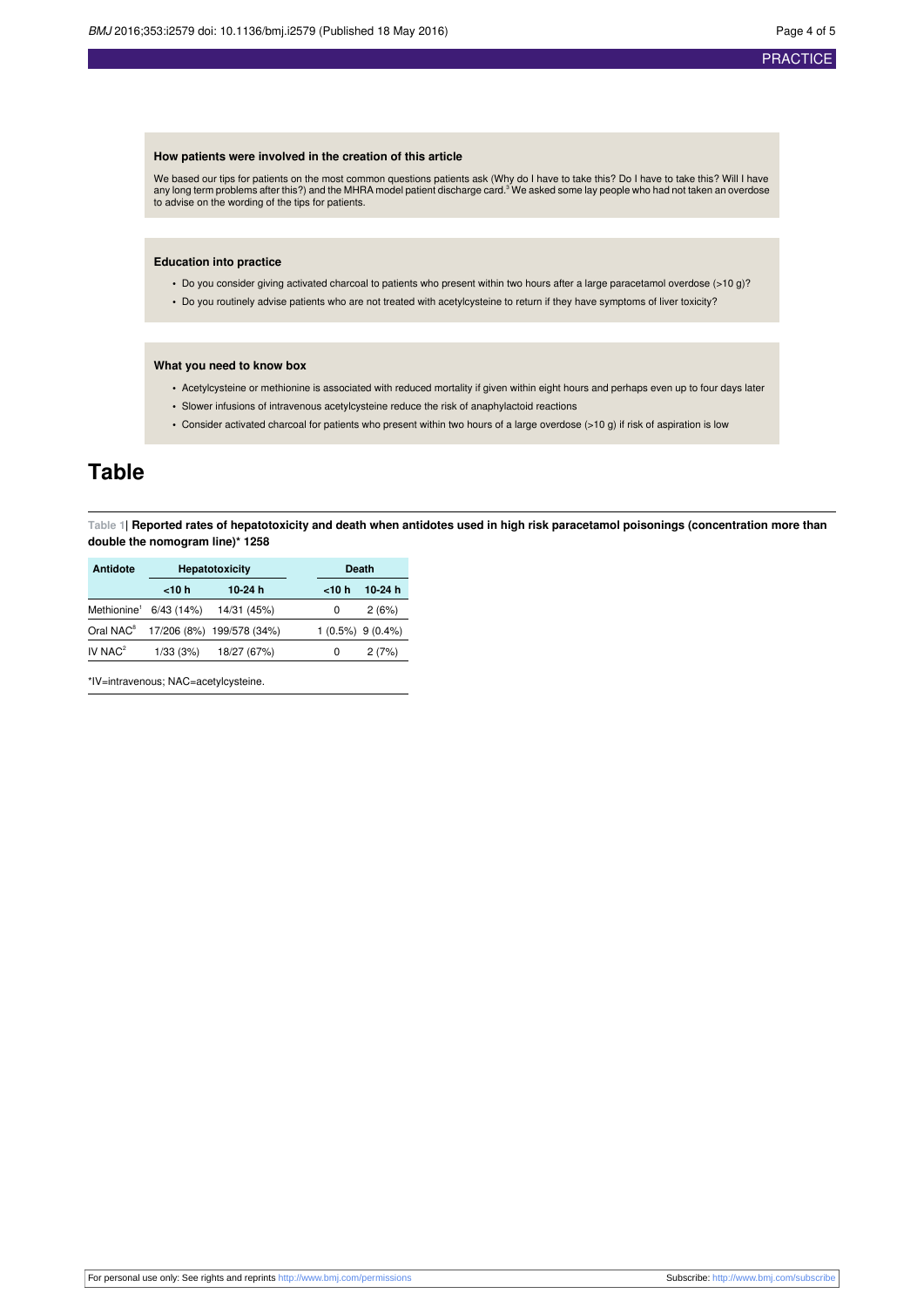### How patients were involved in the creation of this article

We based our tips for patients on the most common questions patients ask (Why do I have to take this? Do I have to take this? Will I have any long term problems after this?) and the MHRA model patient discharge card.[3] We asked some lay people who had not taken an overdose to advise on the wording of the tips for patients.

### Education into practice

- Do you consider giving activated charcoal to patients who present within two hours after a large paracetamol overdose (>10 g)?
- Do you routinely advise patients who are not treated with acetylcysteine to return if they have symptoms of liver toxicity?

### What you need to know box

- Acetylcysteine or methionine is associated with reduced mortality if given within eight hours and perhaps even up to four days later
- Slower infusions of intravenous acetylcysteine reduce the risk of anaphylactoid reactions
- Consider activated charcoal for patients who present within two hours of a large overdose (>10 g) if risk of aspiration is low

# Table

**Table 1| Reported rates of hepatotoxicity and death when antidotes used in high risk paracetamol poisonings (concentration more than double the nomogram line)* 1258**

| Antidote | Hepatotoxicity | | Death | |
|---|---|---|---|---|
| | <10 h | 10-24 h | <10 h | 10-24 h |
| Methionine[1] | 6/43 (14%) | 14/31 (45%) | 0 | 2 (6%) |
| Oral NAC[8] | 17/206 (8%) | 199/578 (34%) | 1 (0.5%) | 9 (0.4%) |
| IV NAC[2] | 1/33 (3%) | 18/27 (67%) | 0 | 2 (7%) |

*IV=intravenous; NAC=acetylcysteine.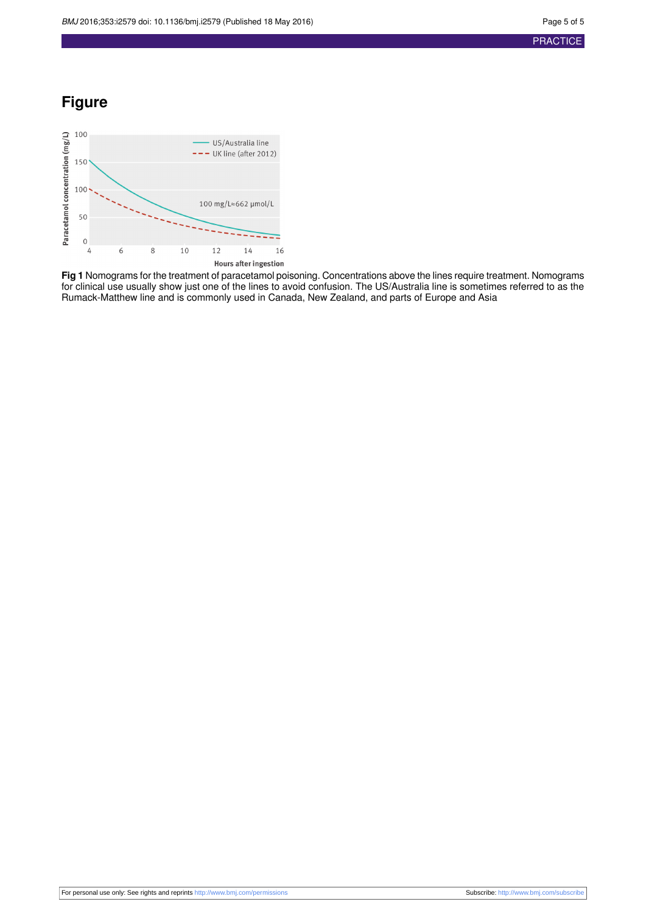# Figure

Paracetamol concentration (mg/L)

100

150

100

50

0

4 6 8 10 12 14 16

Hours after ingestion

US/Australia line

UK line (after 2012)

100 mg/L≈662 μmol/L

**Fig 1** Nomograms for the treatment of paracetamol poisoning. Concentrations above the lines require treatment. Nomograms for clinical use usually show just one of the lines to avoid confusion. The US/Australia line is sometimes referred to as the Rumack-Matthew line and is commonly used in Canada, New Zealand, and parts of Europe and Asia